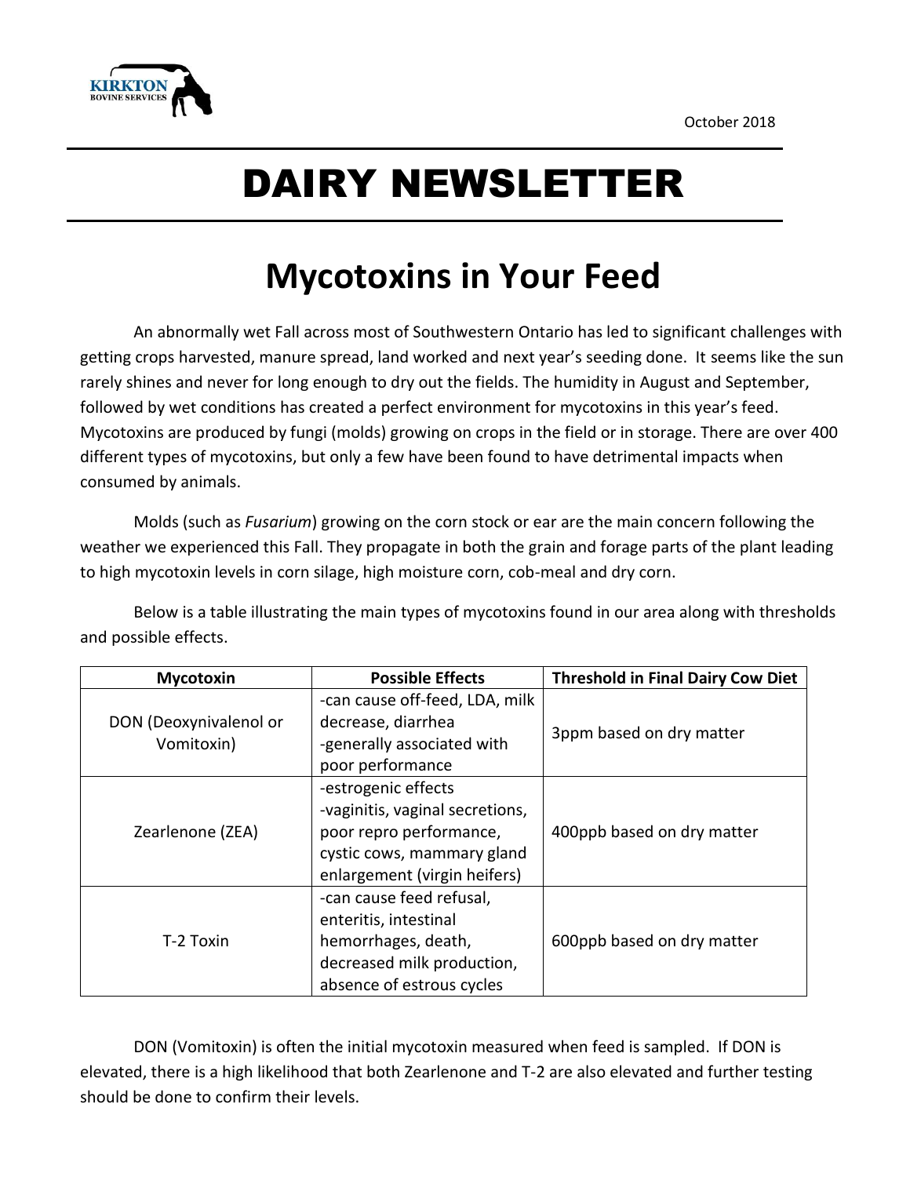KIRKTON BOVINE SERVICES

October 2018

# DAIRY NEWSLETTER

## Mycotoxins in Your Feed

An abnormally wet Fall across most of Southwestern Ontario has led to significant challenges with getting crops harvested, manure spread, land worked and next year's seeding done. It seems like the sun rarely shines and never for long enough to dry out the fields. The humidity in August and September, followed by wet conditions has created a perfect environment for mycotoxins in this year's feed. Mycotoxins are produced by fungi (molds) growing on crops in the field or in storage. There are over 400 different types of mycotoxins, but only a few have been found to have detrimental impacts when consumed by animals.

Molds (such as *Fusarium*) growing on the corn stock or ear are the main concern following the weather we experienced this Fall. They propagate in both the grain and forage parts of the plant leading to high mycotoxin levels in corn silage, high moisture corn, cob-meal and dry corn.

Below is a table illustrating the main types of mycotoxins found in our area along with thresholds and possible effects.

| Mycotoxin | Possible Effects | Threshold in Final Dairy Cow Diet |
|---|---|---|
| DON (Deoxynivalenol or Vomitoxin) | -can cause off-feed, LDA, milk decrease, diarrhea<br>-generally associated with poor performance | 3ppm based on dry matter |
| Zearlenone (ZEA) | -estrogenic effects<br>-vaginitis, vaginal secretions, poor repro performance, cystic cows, mammary gland enlargement (virgin heifers) | 400ppb based on dry matter |
| T-2 Toxin | -can cause feed refusal, enteritis, intestinal hemorrhages, death, decreased milk production, absence of estrous cycles | 600ppb based on dry matter |

DON (Vomitoxin) is often the initial mycotoxin measured when feed is sampled. If DON is elevated, there is a high likelihood that both Zearlenone and T-2 are also elevated and further testing should be done to confirm their levels.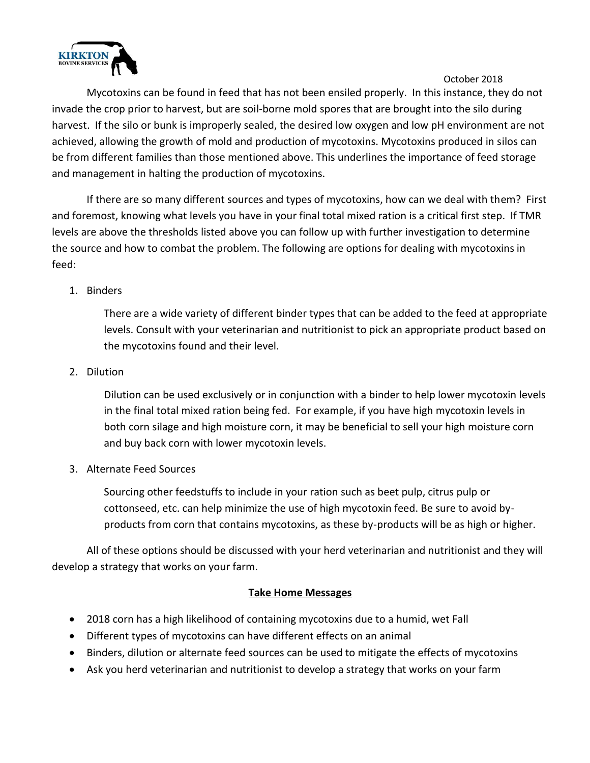October 2018

Mycotoxins can be found in feed that has not been ensiled properly. In this instance, they do not invade the crop prior to harvest, but are soil-borne mold spores that are brought into the silo during harvest. If the silo or bunk is improperly sealed, the desired low oxygen and low pH environment are not achieved, allowing the growth of mold and production of mycotoxins. Mycotoxins produced in silos can be from different families than those mentioned above. This underlines the importance of feed storage and management in halting the production of mycotoxins.

If there are so many different sources and types of mycotoxins, how can we deal with them? First and foremost, knowing what levels you have in your final total mixed ration is a critical first step. If TMR levels are above the thresholds listed above you can follow up with further investigation to determine the source and how to combat the problem. The following are options for dealing with mycotoxins in feed:

1. Binders

   There are a wide variety of different binder types that can be added to the feed at appropriate levels. Consult with your veterinarian and nutritionist to pick an appropriate product based on the mycotoxins found and their level.

2. Dilution

   Dilution can be used exclusively or in conjunction with a binder to help lower mycotoxin levels in the final total mixed ration being fed. For example, if you have high mycotoxin levels in both corn silage and high moisture corn, it may be beneficial to sell your high moisture corn and buy back corn with lower mycotoxin levels.

3. Alternate Feed Sources

   Sourcing other feedstuffs to include in your ration such as beet pulp, citrus pulp or cottonseed, etc. can help minimize the use of high mycotoxin feed. Be sure to avoid by-products from corn that contains mycotoxins, as these by-products will be as high or higher.

All of these options should be discussed with your herd veterinarian and nutritionist and they will develop a strategy that works on your farm.

## Take Home Messages

- 2018 corn has a high likelihood of containing mycotoxins due to a humid, wet Fall
- Different types of mycotoxins can have different effects on an animal
- Binders, dilution or alternate feed sources can be used to mitigate the effects of mycotoxins
- Ask you herd veterinarian and nutritionist to develop a strategy that works on your farm